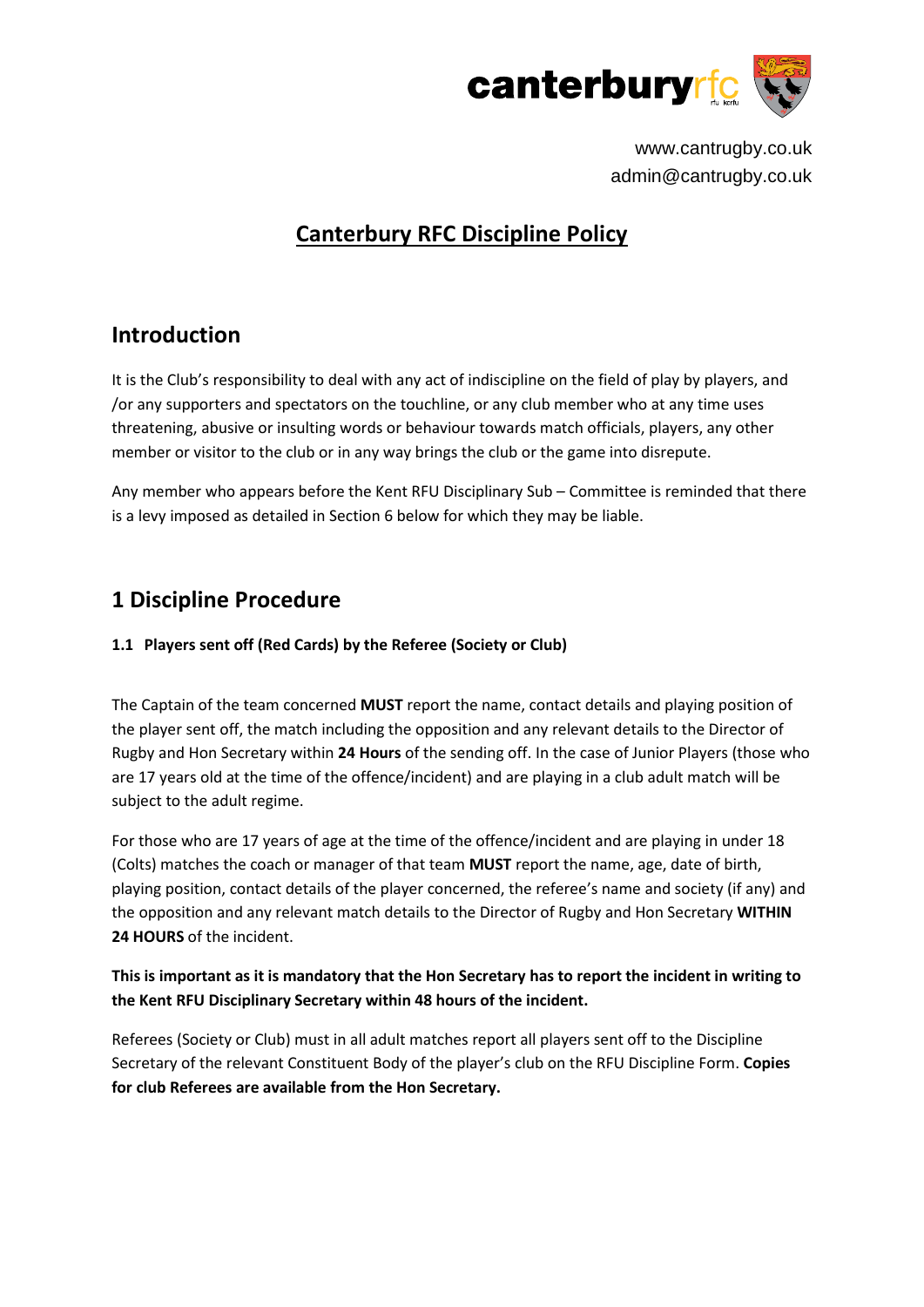canterburyrfc

www.cantrugby.co.uk
admin@cantrugby.co.uk

# Canterbury RFC Discipline Policy

## Introduction

It is the Club's responsibility to deal with any act of indiscipline on the field of play by players, and /or any supporters and spectators on the touchline, or any club member who at any time uses threatening, abusive or insulting words or behaviour towards match officials, players, any other member or visitor to the club or in any way brings the club or the game into disrepute.

Any member who appears before the Kent RFU Disciplinary Sub – Committee is reminded that there is a levy imposed as detailed in Section 6 below for which they may be liable.

## 1 Discipline Procedure

### 1.1 Players sent off (Red Cards) by the Referee (Society or Club)

The Captain of the team concerned **MUST** report the name, contact details and playing position of the player sent off, the match including the opposition and any relevant details to the Director of Rugby and Hon Secretary within **24 Hours** of the sending off. In the case of Junior Players (those who are 17 years old at the time of the offence/incident) and are playing in a club adult match will be subject to the adult regime.

For those who are 17 years of age at the time of the offence/incident and are playing in under 18 (Colts) matches the coach or manager of that team **MUST** report the name, age, date of birth, playing position, contact details of the player concerned, the referee's name and society (if any) and the opposition and any relevant match details to the Director of Rugby and Hon Secretary **WITHIN 24 HOURS** of the incident.

**This is important as it is mandatory that the Hon Secretary has to report the incident in writing to the Kent RFU Disciplinary Secretary within 48 hours of the incident.**

Referees (Society or Club) must in all adult matches report all players sent off to the Discipline Secretary of the relevant Constituent Body of the player's club on the RFU Discipline Form. **Copies for club Referees are available from the Hon Secretary.**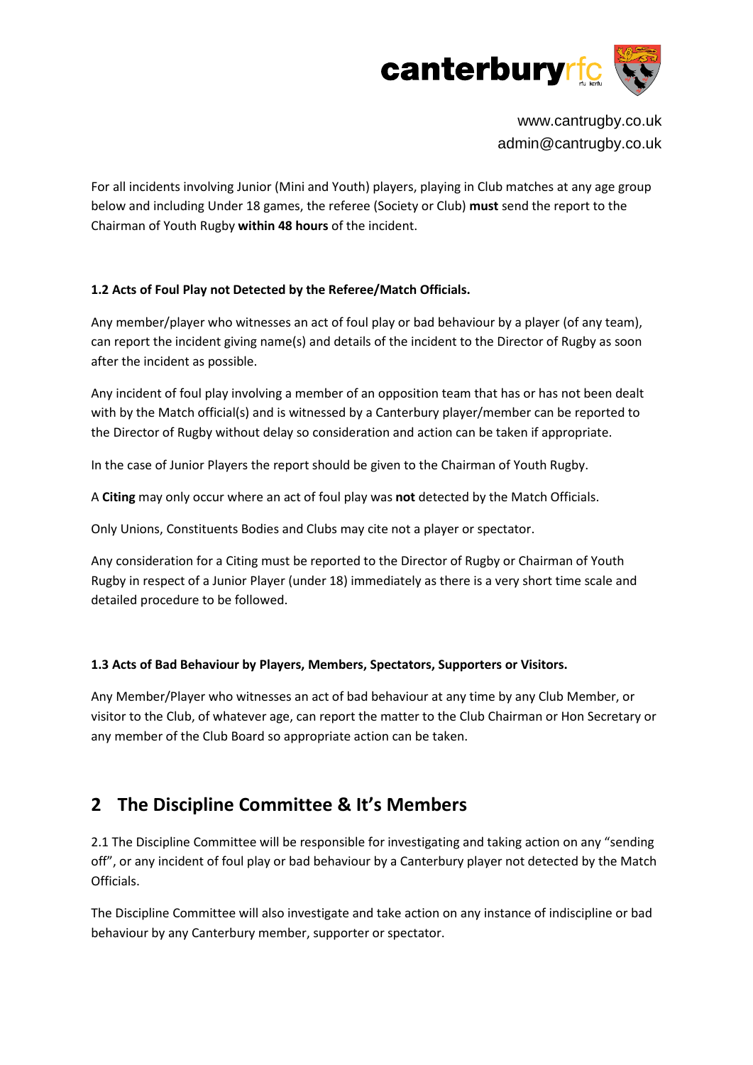For all incidents involving Junior (Mini and Youth) players, playing in Club matches at any age group below and including Under 18 games, the referee (Society or Club) **must** send the report to the Chairman of Youth Rugby **within 48 hours** of the incident.

**1.2 Acts of Foul Play not Detected by the Referee/Match Officials.**

Any member/player who witnesses an act of foul play or bad behaviour by a player (of any team), can report the incident giving name(s) and details of the incident to the Director of Rugby as soon after the incident as possible.

Any incident of foul play involving a member of an opposition team that has or has not been dealt with by the Match official(s) and is witnessed by a Canterbury player/member can be reported to the Director of Rugby without delay so consideration and action can be taken if appropriate.

In the case of Junior Players the report should be given to the Chairman of Youth Rugby.

A **Citing** may only occur where an act of foul play was **not** detected by the Match Officials.

Only Unions, Constituents Bodies and Clubs may cite not a player or spectator.

Any consideration for a Citing must be reported to the Director of Rugby or Chairman of Youth Rugby in respect of a Junior Player (under 18) immediately as there is a very short time scale and detailed procedure to be followed.

**1.3 Acts of Bad Behaviour by Players, Members, Spectators, Supporters or Visitors.**

Any Member/Player who witnesses an act of bad behaviour at any time by any Club Member, or visitor to the Club, of whatever age, can report the matter to the Club Chairman or Hon Secretary or any member of the Club Board so appropriate action can be taken.

## 2 The Discipline Committee & It's Members

2.1 The Discipline Committee will be responsible for investigating and taking action on any "sending off", or any incident of foul play or bad behaviour by a Canterbury player not detected by the Match Officials.

The Discipline Committee will also investigate and take action on any instance of indiscipline or bad behaviour by any Canterbury member, supporter or spectator.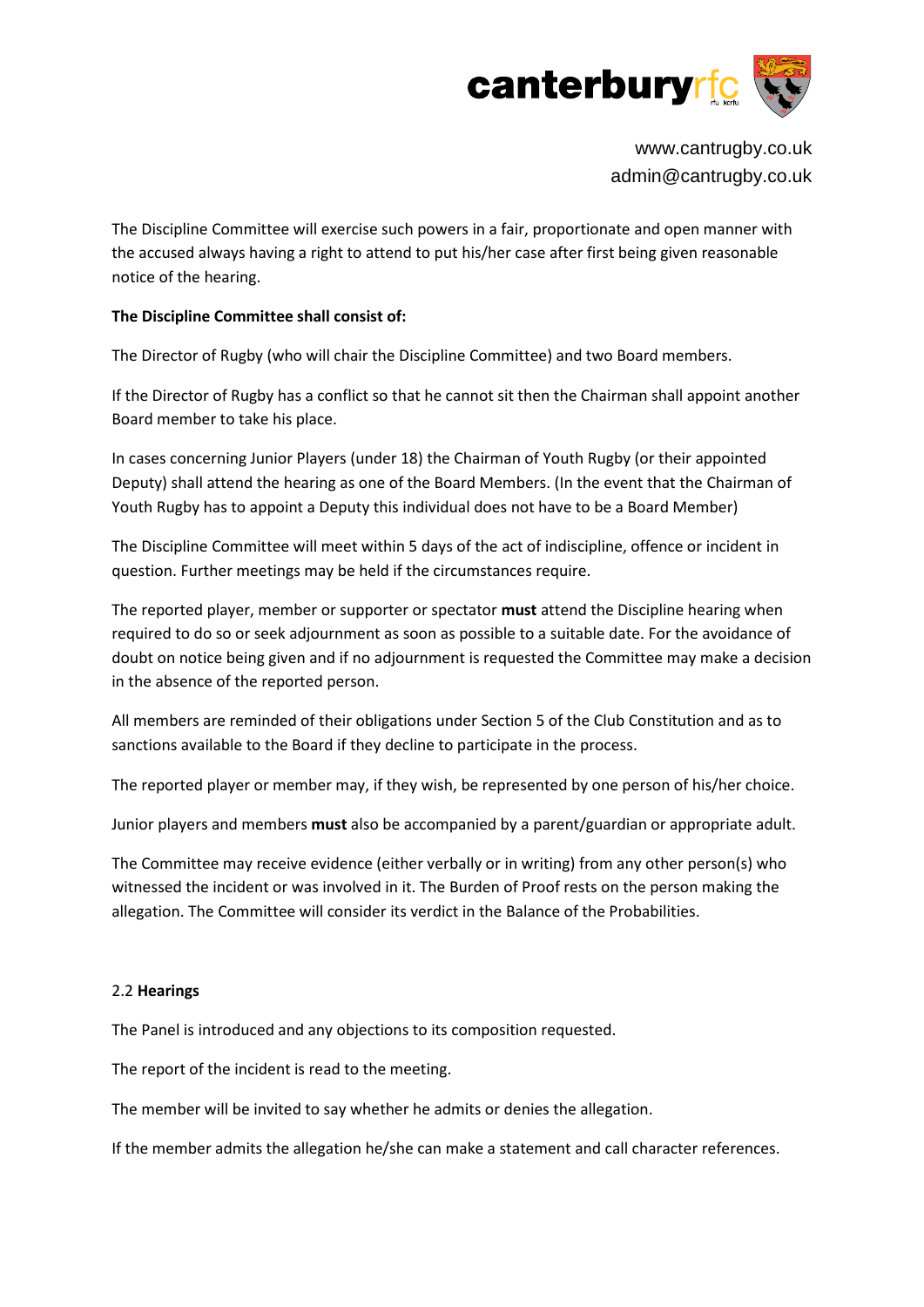The Discipline Committee will exercise such powers in a fair, proportionate and open manner with the accused always having a right to attend to put his/her case after first being given reasonable notice of the hearing.

**The Discipline Committee shall consist of:**

The Director of Rugby (who will chair the Discipline Committee) and two Board members.

If the Director of Rugby has a conflict so that he cannot sit then the Chairman shall appoint another Board member to take his place.

In cases concerning Junior Players (under 18) the Chairman of Youth Rugby (or their appointed Deputy) shall attend the hearing as one of the Board Members. (In the event that the Chairman of Youth Rugby has to appoint a Deputy this individual does not have to be a Board Member)

The Discipline Committee will meet within 5 days of the act of indiscipline, offence or incident in question. Further meetings may be held if the circumstances require.

The reported player, member or supporter or spectator **must** attend the Discipline hearing when required to do so or seek adjournment as soon as possible to a suitable date. For the avoidance of doubt on notice being given and if no adjournment is requested the Committee may make a decision in the absence of the reported person.

All members are reminded of their obligations under Section 5 of the Club Constitution and as to sanctions available to the Board if they decline to participate in the process.

The reported player or member may, if they wish, be represented by one person of his/her choice.

Junior players and members **must** also be accompanied by a parent/guardian or appropriate adult.

The Committee may receive evidence (either verbally or in writing) from any other person(s) who witnessed the incident or was involved in it. The Burden of Proof rests on the person making the allegation. The Committee will consider its verdict in the Balance of the Probabilities.

2.2 **Hearings**

The Panel is introduced and any objections to its composition requested.

The report of the incident is read to the meeting.

The member will be invited to say whether he admits or denies the allegation.

If the member admits the allegation he/she can make a statement and call character references.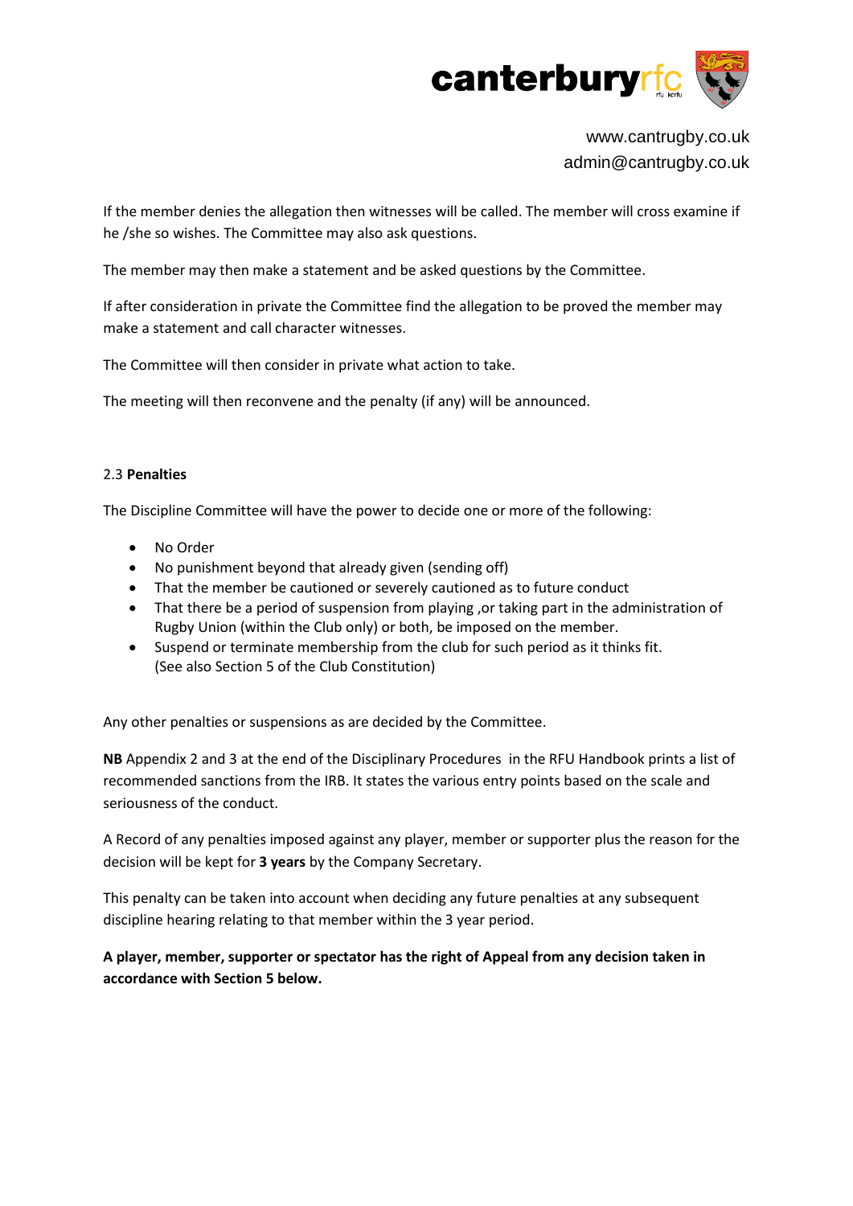If the member denies the allegation then witnesses will be called. The member will cross examine if he /she so wishes. The Committee may also ask questions.

The member may then make a statement and be asked questions by the Committee.

If after consideration in private the Committee find the allegation to be proved the member may make a statement and call character witnesses.

The Committee will then consider in private what action to take.

The meeting will then reconvene and the penalty (if any) will be announced.

2.3 **Penalties**

The Discipline Committee will have the power to decide one or more of the following:

- No Order
- No punishment beyond that already given (sending off)
- That the member be cautioned or severely cautioned as to future conduct
- That there be a period of suspension from playing ,or taking part in the administration of Rugby Union (within the Club only) or both, be imposed on the member.
- Suspend or terminate membership from the club for such period as it thinks fit. (See also Section 5 of the Club Constitution)

Any other penalties or suspensions as are decided by the Committee.

**NB** Appendix 2 and 3 at the end of the Disciplinary Procedures in the RFU Handbook prints a list of recommended sanctions from the IRB. It states the various entry points based on the scale and seriousness of the conduct.

A Record of any penalties imposed against any player, member or supporter plus the reason for the decision will be kept for **3 years** by the Company Secretary.

This penalty can be taken into account when deciding any future penalties at any subsequent discipline hearing relating to that member within the 3 year period.

**A player, member, supporter or spectator has the right of Appeal from any decision taken in accordance with Section 5 below.**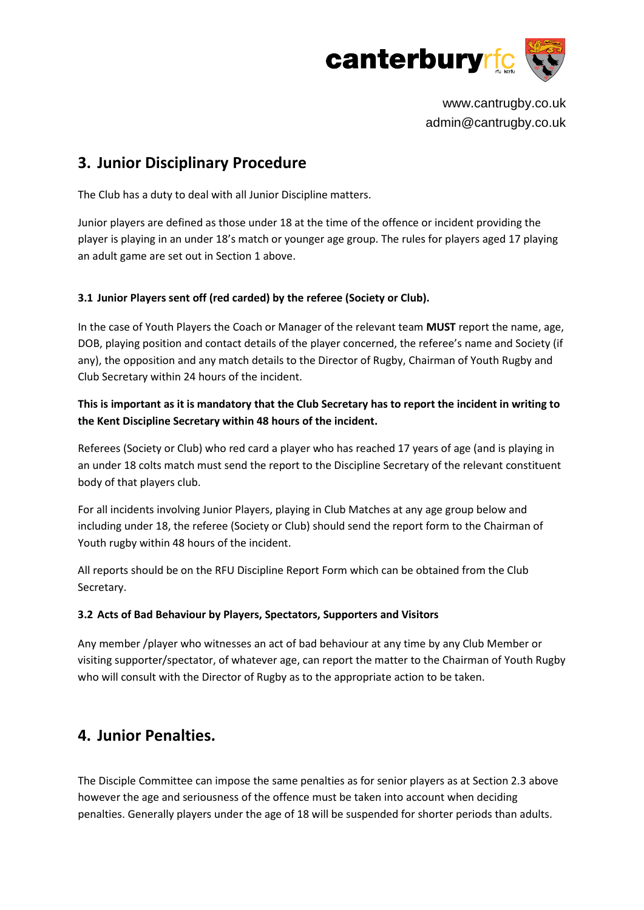## 3. Junior Disciplinary Procedure

The Club has a duty to deal with all Junior Discipline matters.

Junior players are defined as those under 18 at the time of the offence or incident providing the player is playing in an under 18's match or younger age group. The rules for players aged 17 playing an adult game are set out in Section 1 above.

### 3.1 Junior Players sent off (red carded) by the referee (Society or Club).

In the case of Youth Players the Coach or Manager of the relevant team **MUST** report the name, age, DOB, playing position and contact details of the player concerned, the referee's name and Society (if any), the opposition and any match details to the Director of Rugby, Chairman of Youth Rugby and Club Secretary within 24 hours of the incident.

**This is important as it is mandatory that the Club Secretary has to report the incident in writing to the Kent Discipline Secretary within 48 hours of the incident.**

Referees (Society or Club) who red card a player who has reached 17 years of age (and is playing in an under 18 colts match must send the report to the Discipline Secretary of the relevant constituent body of that players club.

For all incidents involving Junior Players, playing in Club Matches at any age group below and including under 18, the referee (Society or Club) should send the report form to the Chairman of Youth rugby within 48 hours of the incident.

All reports should be on the RFU Discipline Report Form which can be obtained from the Club Secretary.

### 3.2 Acts of Bad Behaviour by Players, Spectators, Supporters and Visitors

Any member /player who witnesses an act of bad behaviour at any time by any Club Member or visiting supporter/spectator, of whatever age, can report the matter to the Chairman of Youth Rugby who will consult with the Director of Rugby as to the appropriate action to be taken.

## 4. Junior Penalties.

The Disciple Committee can impose the same penalties as for senior players as at Section 2.3 above however the age and seriousness of the offence must be taken into account when deciding penalties. Generally players under the age of 18 will be suspended for shorter periods than adults.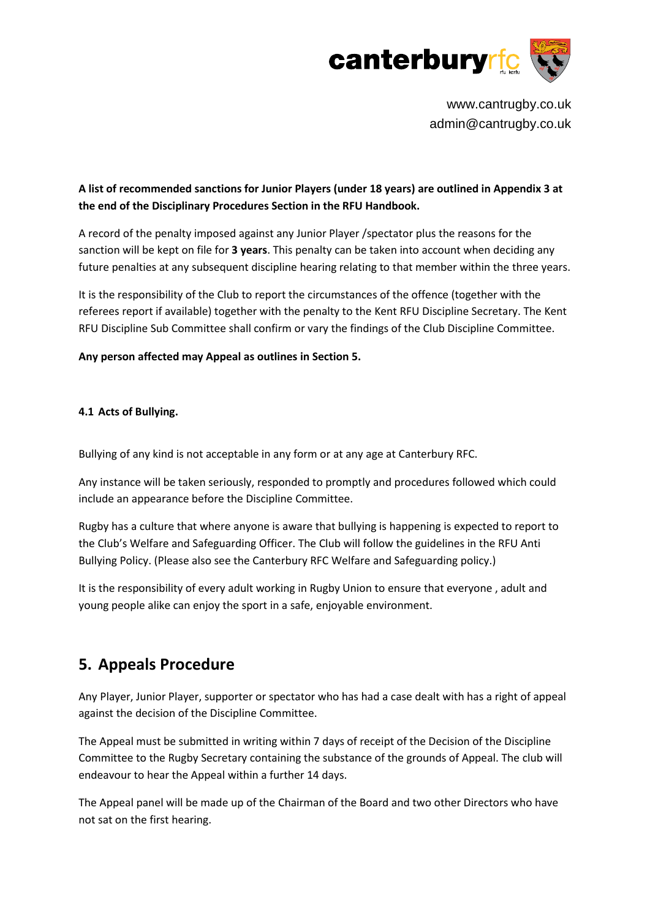**A list of recommended sanctions for Junior Players (under 18 years) are outlined in Appendix 3 at the end of the Disciplinary Procedures Section in the RFU Handbook.**

A record of the penalty imposed against any Junior Player /spectator plus the reasons for the sanction will be kept on file for **3 years**. This penalty can be taken into account when deciding any future penalties at any subsequent discipline hearing relating to that member within the three years.

It is the responsibility of the Club to report the circumstances of the offence (together with the referees report if available) together with the penalty to the Kent RFU Discipline Secretary. The Kent RFU Discipline Sub Committee shall confirm or vary the findings of the Club Discipline Committee.

**Any person affected may Appeal as outlines in Section 5.**

#### 4.1 Acts of Bullying.

Bullying of any kind is not acceptable in any form or at any age at Canterbury RFC.

Any instance will be taken seriously, responded to promptly and procedures followed which could include an appearance before the Discipline Committee.

Rugby has a culture that where anyone is aware that bullying is happening is expected to report to the Club's Welfare and Safeguarding Officer. The Club will follow the guidelines in the RFU Anti Bullying Policy. (Please also see the Canterbury RFC Welfare and Safeguarding policy.)

It is the responsibility of every adult working in Rugby Union to ensure that everyone , adult and young people alike can enjoy the sport in a safe, enjoyable environment.

## 5. Appeals Procedure

Any Player, Junior Player, supporter or spectator who has had a case dealt with has a right of appeal against the decision of the Discipline Committee.

The Appeal must be submitted in writing within 7 days of receipt of the Decision of the Discipline Committee to the Rugby Secretary containing the substance of the grounds of Appeal. The club will endeavour to hear the Appeal within a further 14 days.

The Appeal panel will be made up of the Chairman of the Board and two other Directors who have not sat on the first hearing.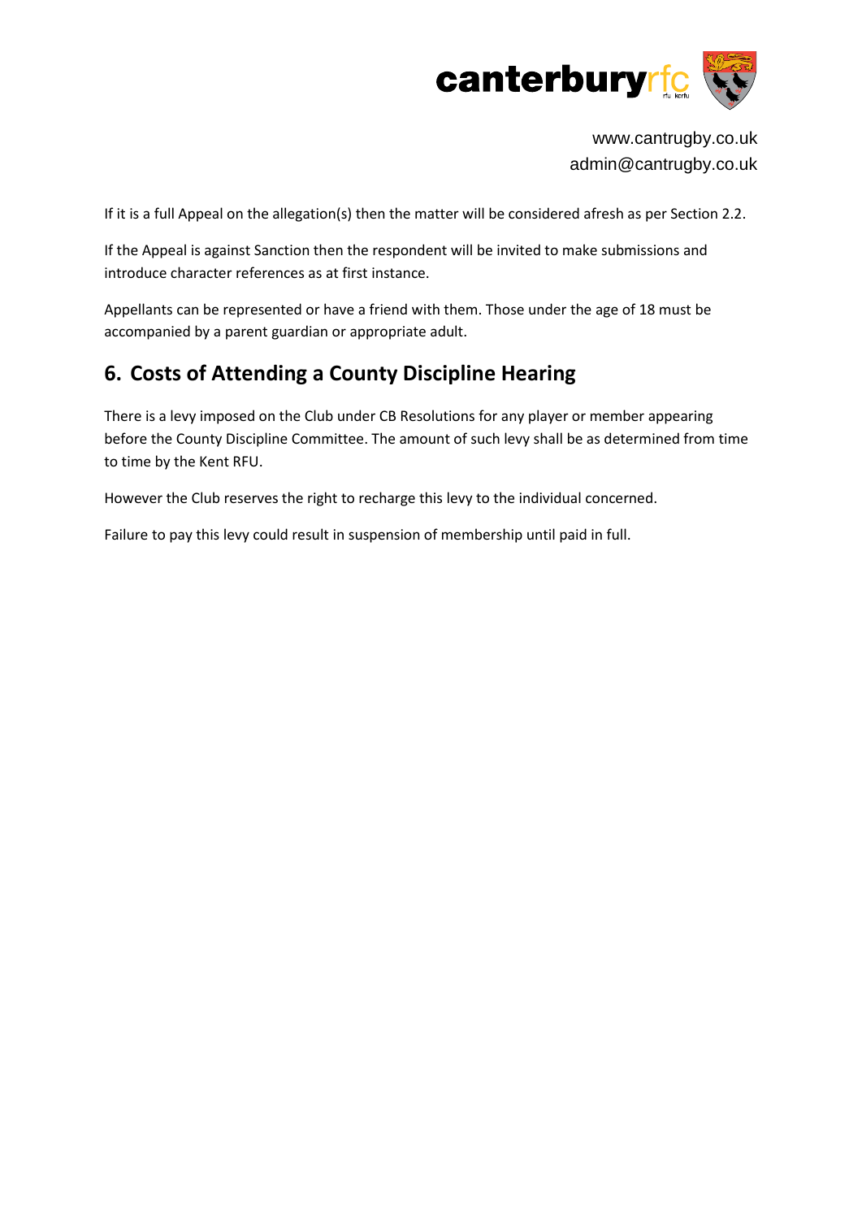If it is a full Appeal on the allegation(s) then the matter will be considered afresh as per Section 2.2.

If the Appeal is against Sanction then the respondent will be invited to make submissions and introduce character references as at first instance.

Appellants can be represented or have a friend with them. Those under the age of 18 must be accompanied by a parent guardian or appropriate adult.

## 6. Costs of Attending a County Discipline Hearing

There is a levy imposed on the Club under CB Resolutions for any player or member appearing before the County Discipline Committee. The amount of such levy shall be as determined from time to time by the Kent RFU.

However the Club reserves the right to recharge this levy to the individual concerned.

Failure to pay this levy could result in suspension of membership until paid in full.